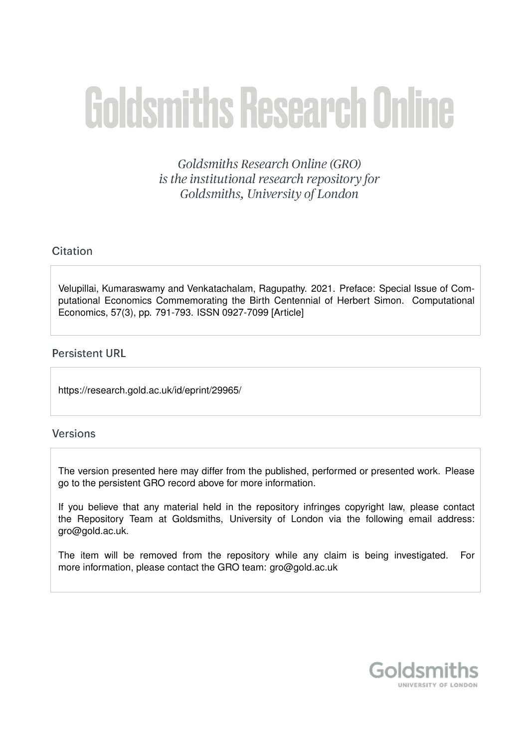# Goldsmiths Research Online

*Goldsmiths Research Online (GRO) is the institutional research repository for Goldsmiths, University of London*

## Citation

Velupillai, Kumaraswamy and Venkatachalam, Ragupathy. 2021. Preface: Special Issue of Computational Economics Commemorating the Birth Centennial of Herbert Simon. Computational Economics, 57(3), pp. 791-793. ISSN 0927-7099 [Article]

## Persistent URL

https://research.gold.ac.uk/id/eprint/29965/

## Versions

The version presented here may differ from the published, performed or presented work. Please go to the persistent GRO record above for more information.

If you believe that any material held in the repository infringes copyright law, please contact the Repository Team at Goldsmiths, University of London via the following email address: gro@gold.ac.uk.

The item will be removed from the repository while any claim is being investigated. For more information, please contact the GRO team: gro@gold.ac.uk

Goldsmiths UNIVERSITY OF LONDON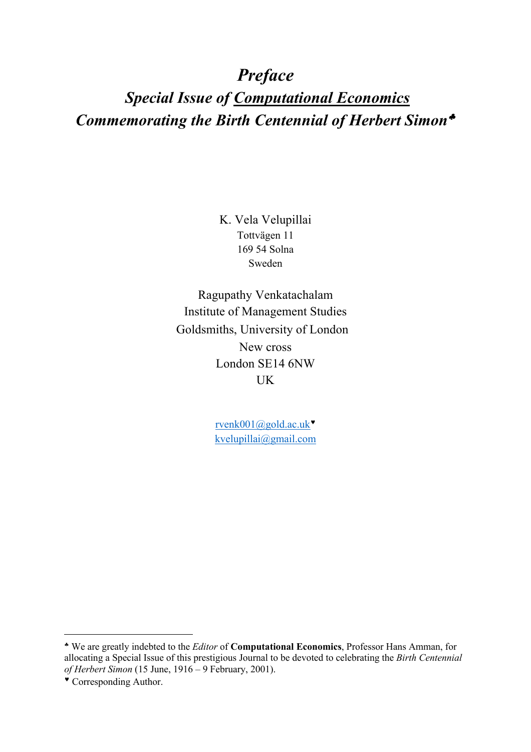# *Preface*

## *Special Issue of Computational Economics*

## *Commemorating the Birth Centennial of Herbert Simon*[♣]

K. Vela Velupillai
Tottvägen 11
169 54 Solna
Sweden

Ragupathy Venkatachalam
Institute of Management Studies
Goldsmiths, University of London
New cross
London SE14 6NW
UK

rvenk001@gold.ac.uk[♥]
kvelupillai@gmail.com

---

[♣] We are greatly indebted to the *Editor* of **Computational Economics**, Professor Hans Amman, for allocating a Special Issue of this prestigious Journal to be devoted to celebrating the *Birth Centennial of Herbert Simon* (15 June, 1916 – 9 February, 2001).

[♥] Corresponding Author.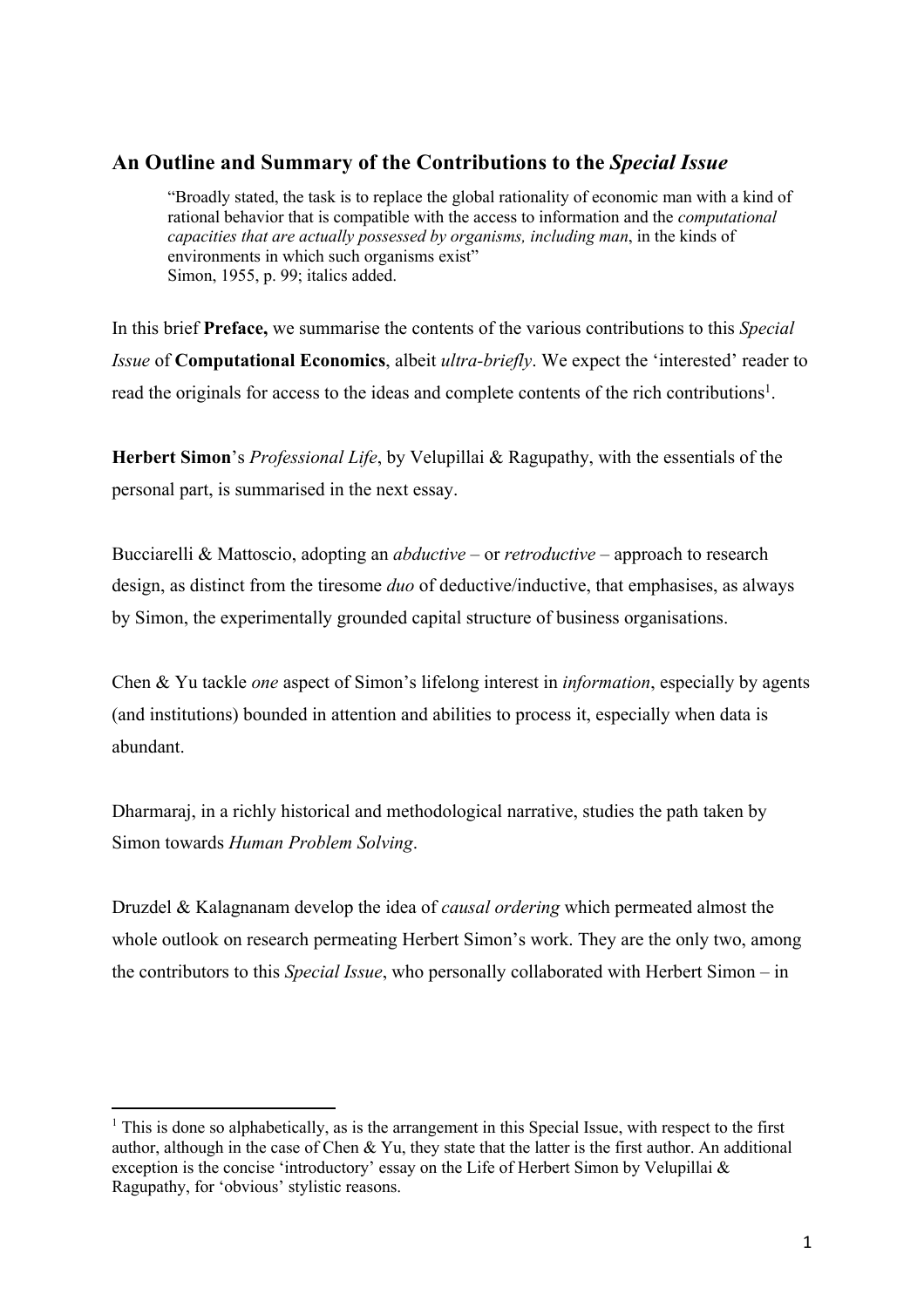## An Outline and Summary of the Contributions to the *Special Issue*

> "Broadly stated, the task is to replace the global rationality of economic man with a kind of rational behavior that is compatible with the access to information and the *computational capacities that are actually possessed by organisms, including man*, in the kinds of environments in which such organisms exist"
> Simon, 1955, p. 99; italics added.

In this brief **Preface,** we summarise the contents of the various contributions to this *Special Issue* of **Computational Economics**, albeit *ultra-briefly*. We expect the 'interested' reader to read the originals for access to the ideas and complete contents of the rich contributions[1].

**Herbert Simon**'s *Professional Life*, by Velupillai & Ragupathy, with the essentials of the personal part, is summarised in the next essay.

Bucciarelli & Mattoscio, adopting an *abductive* – or *retroductive* – approach to research design, as distinct from the tiresome *duo* of deductive/inductive, that emphasises, as always by Simon, the experimentally grounded capital structure of business organisations.

Chen & Yu tackle *one* aspect of Simon's lifelong interest in *information*, especially by agents (and institutions) bounded in attention and abilities to process it, especially when data is abundant.

Dharmaraj, in a richly historical and methodological narrative, studies the path taken by Simon towards *Human Problem Solving*.

Druzdel & Kalagnanam develop the idea of *causal ordering* which permeated almost the whole outlook on research permeating Herbert Simon's work. They are the only two, among the contributors to this *Special Issue*, who personally collaborated with Herbert Simon – in

---

[1] This is done so alphabetically, as is the arrangement in this Special Issue, with respect to the first author, although in the case of Chen & Yu, they state that the latter is the first author. An additional exception is the concise 'introductory' essay on the Life of Herbert Simon by Velupillai & Ragupathy, for 'obvious' stylistic reasons.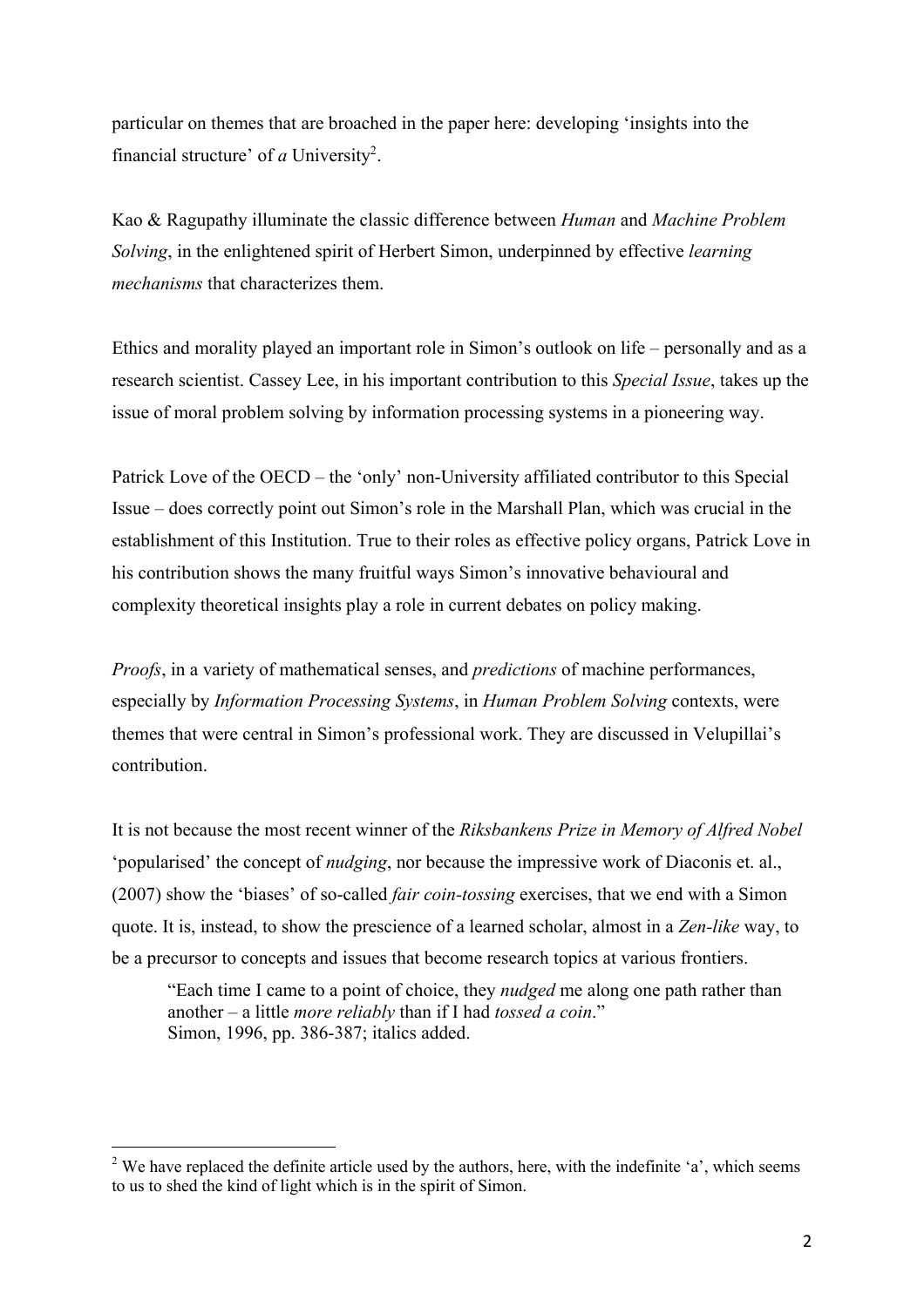particular on themes that are broached in the paper here: developing 'insights into the financial structure' of *a* University[2].

Kao & Ragupathy illuminate the classic difference between *Human* and *Machine Problem Solving*, in the enlightened spirit of Herbert Simon, underpinned by effective *learning mechanisms* that characterizes them.

Ethics and morality played an important role in Simon's outlook on life – personally and as a research scientist. Cassey Lee, in his important contribution to this *Special Issue*, takes up the issue of moral problem solving by information processing systems in a pioneering way.

Patrick Love of the OECD – the 'only' non-University affiliated contributor to this Special Issue – does correctly point out Simon's role in the Marshall Plan, which was crucial in the establishment of this Institution. True to their roles as effective policy organs, Patrick Love in his contribution shows the many fruitful ways Simon's innovative behavioural and complexity theoretical insights play a role in current debates on policy making.

*Proofs*, in a variety of mathematical senses, and *predictions* of machine performances, especially by *Information Processing Systems*, in *Human Problem Solving* contexts, were themes that were central in Simon's professional work. They are discussed in Velupillai's contribution.

It is not because the most recent winner of the *Riksbankens Prize in Memory of Alfred Nobel* 'popularised' the concept of *nudging*, nor because the impressive work of Diaconis et. al., (2007) show the 'biases' of so-called *fair coin-tossing* exercises, that we end with a Simon quote. It is, instead, to show the prescience of a learned scholar, almost in a *Zen-like* way, to be a precursor to concepts and issues that become research topics at various frontiers.

> "Each time I came to a point of choice, they *nudged* me along one path rather than another – a little *more reliably* than if I had *tossed a coin*."
> Simon, 1996, pp. 386-387; italics added.

---

[2] We have replaced the definite article used by the authors, here, with the indefinite 'a', which seems to us to shed the kind of light which is in the spirit of Simon.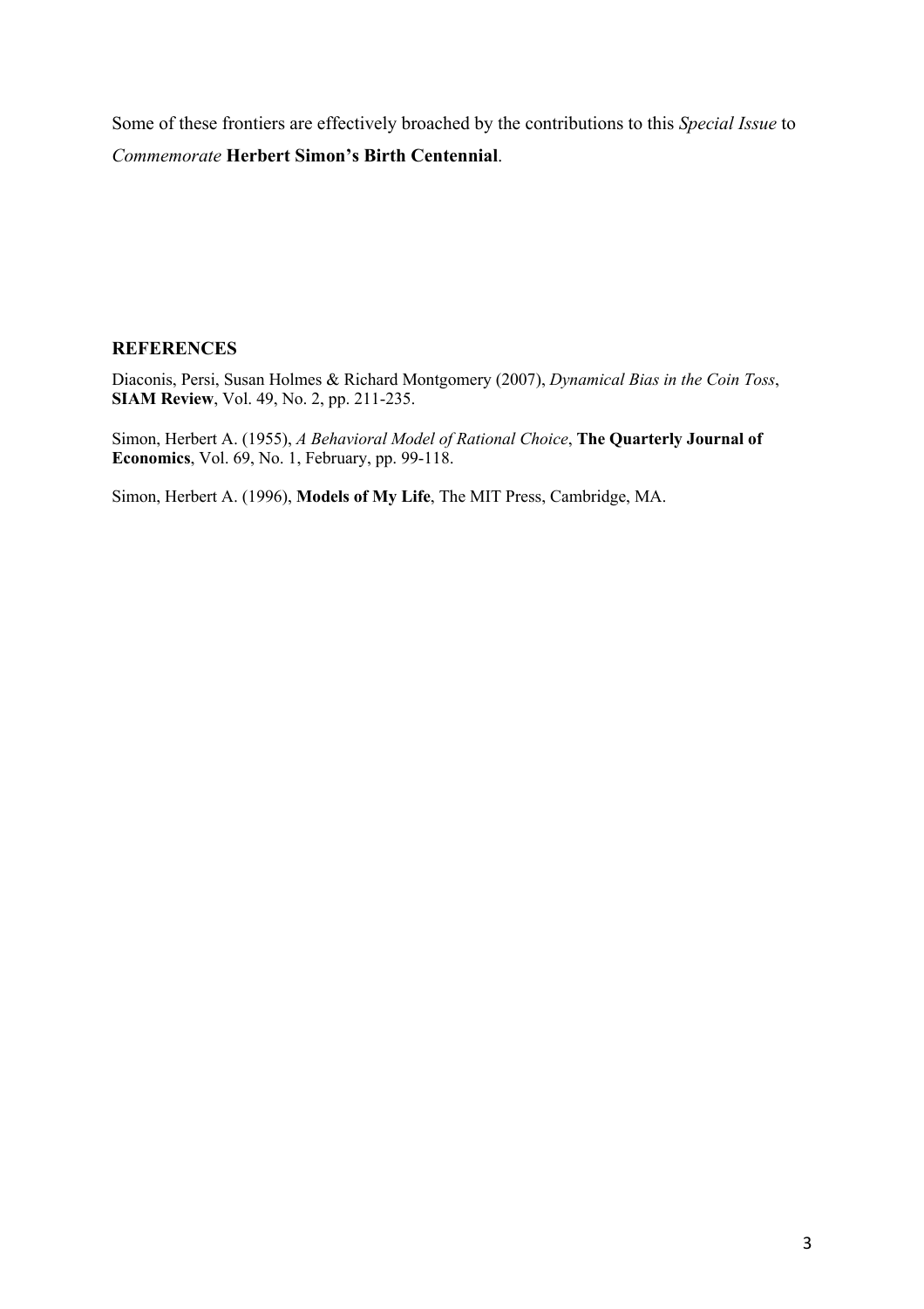Some of these frontiers are effectively broached by the contributions to this *Special Issue* to *Commemorate* **Herbert Simon's Birth Centennial**.

## REFERENCES

Diaconis, Persi, Susan Holmes & Richard Montgomery (2007), *Dynamical Bias in the Coin Toss*, **SIAM Review**, Vol. 49, No. 2, pp. 211-235.

Simon, Herbert A. (1955), *A Behavioral Model of Rational Choice*, **The Quarterly Journal of Economics**, Vol. 69, No. 1, February, pp. 99-118.

Simon, Herbert A. (1996), **Models of My Life**, The MIT Press, Cambridge, MA.